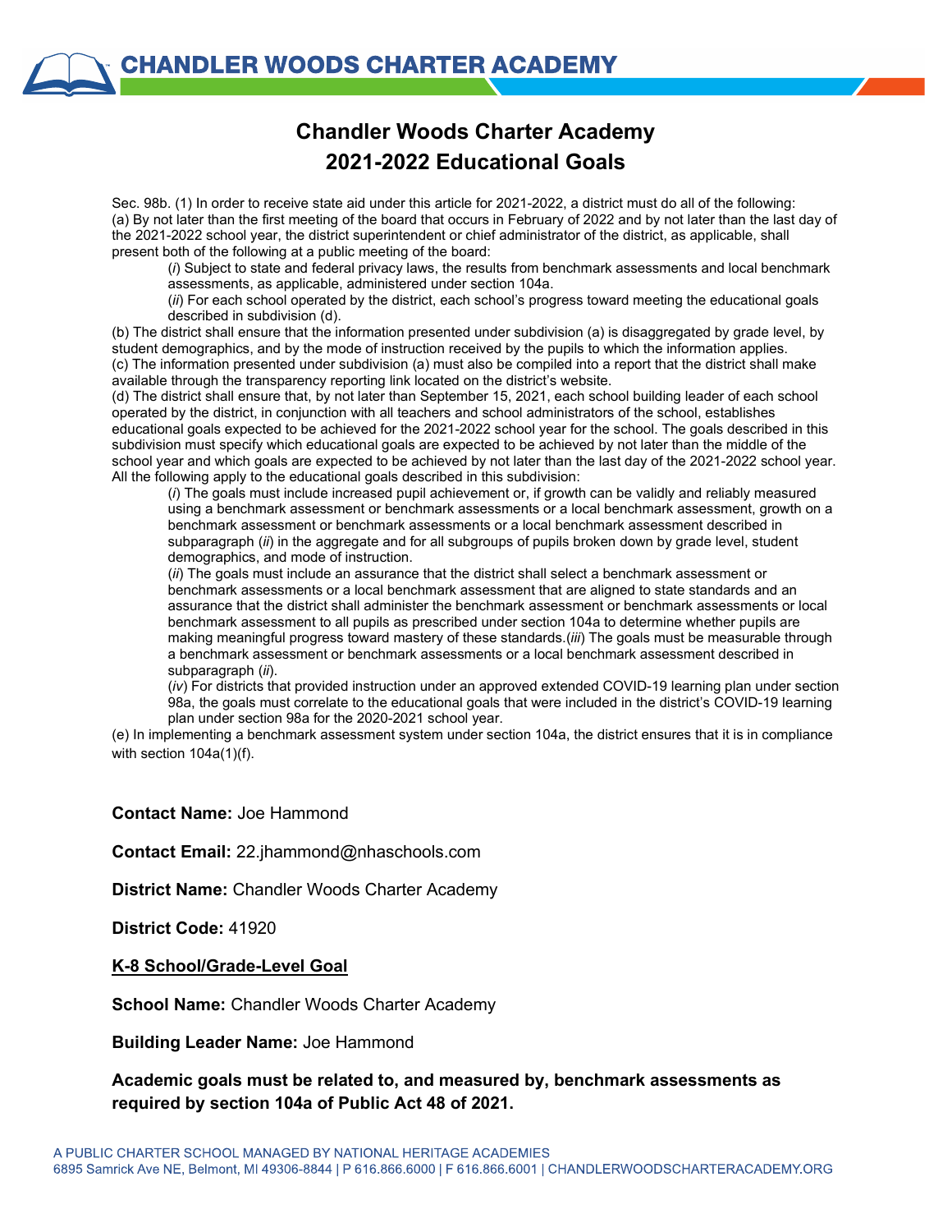# Chandler Woods Charter Academy

## Chandler Woods Charter Academy 2021-2022 Educational Goals

Sec. 98b. (1) In order to receive state aid under this article for 2021-2022, a district must do all of the following:
(a) By not later than the first meeting of the board that occurs in February of 2022 and by not later than the last day of the 2021-2022 school year, the district superintendent or chief administrator of the district, as applicable, shall present both of the following at a public meeting of the board:

> (*i*) Subject to state and federal privacy laws, the results from benchmark assessments and local benchmark assessments, as applicable, administered under section 104a.
>
> (*ii*) For each school operated by the district, each school's progress toward meeting the educational goals described in subdivision (d).

(b) The district shall ensure that the information presented under subdivision (a) is disaggregated by grade level, by student demographics, and by the mode of instruction received by the pupils to which the information applies.
(c) The information presented under subdivision (a) must also be compiled into a report that the district shall make available through the transparency reporting link located on the district's website.
(d) The district shall ensure that, by not later than September 15, 2021, each school building leader of each school operated by the district, in conjunction with all teachers and school administrators of the school, establishes educational goals expected to be achieved for the 2021-2022 school year for the school. The goals described in this subdivision must specify which educational goals are expected to be achieved by not later than the middle of the school year and which goals are expected to be achieved by not later than the last day of the 2021-2022 school year. All the following apply to the educational goals described in this subdivision:

> (*i*) The goals must include increased pupil achievement or, if growth can be validly and reliably measured using a benchmark assessment or benchmark assessments or a local benchmark assessment, growth on a benchmark assessment or benchmark assessments or a local benchmark assessment described in subparagraph (*ii*) in the aggregate and for all subgroups of pupils broken down by grade level, student demographics, and mode of instruction.
>
> (*ii*) The goals must include an assurance that the district shall select a benchmark assessment or benchmark assessments or a local benchmark assessment that are aligned to state standards and an assurance that the district shall administer the benchmark assessment or benchmark assessments or local benchmark assessment to all pupils as prescribed under section 104a to determine whether pupils are making meaningful progress toward mastery of these standards.(*iii*) The goals must be measurable through a benchmark assessment or benchmark assessments or a local benchmark assessment described in subparagraph (*ii*).
>
> (*iv*) For districts that provided instruction under an approved extended COVID-19 learning plan under section 98a, the goals must correlate to the educational goals that were included in the district's COVID-19 learning plan under section 98a for the 2020-2021 school year.

(e) In implementing a benchmark assessment system under section 104a, the district ensures that it is in compliance with section 104a(1)(f).

**Contact Name:** Joe Hammond

**Contact Email:** 22.jhammond@nhaschools.com

**District Name:** Chandler Woods Charter Academy

**District Code:** 41920

**<u>K-8 School/Grade-Level Goal</u>**

**School Name:** Chandler Woods Charter Academy

**Building Leader Name:** Joe Hammond

**Academic goals must be related to, and measured by, benchmark assessments as required by section 104a of Public Act 48 of 2021.**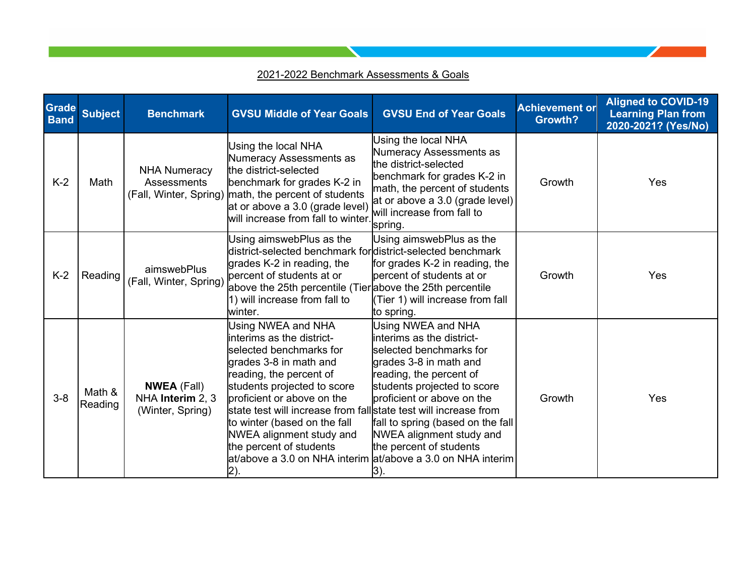2021-2022 Benchmark Assessments & Goals

| Grade Band | Subject | Benchmark | GVSU Middle of Year Goals | GVSU End of Year Goals | Achievement or Growth? | Aligned to COVID-19 Learning Plan from 2020-2021? (Yes/No) |
|---|---|---|---|---|---|---|
| K-2 | Math | NHA Numeracy Assessments (Fall, Winter, Spring) | Using the local NHA Numeracy Assessments as the district-selected benchmark for grades K-2 in math, the percent of students at or above a 3.0 (grade level) will increase from fall to winter. | Using the local NHA Numeracy Assessments as the district-selected benchmark for grades K-2 in math, the percent of students at or above a 3.0 (grade level) will increase from fall to spring. | Growth | Yes |
| K-2 | Reading | aimswebPlus (Fall, Winter, Spring) | Using aimswebPlus as the district-selected benchmark for grades K-2 in reading, the percent of students at or above the 25th percentile (Tier 1) will increase from fall to winter. | Using aimswebPlus as the district-selected benchmark for grades K-2 in reading, the percent of students at or above the 25th percentile (Tier 1) will increase from fall to spring. | Growth | Yes |
| 3-8 | Math & Reading | **NWEA** (Fall) NHA **Interim** 2, 3 (Winter, Spring) | Using NWEA and NHA interims as the district-selected benchmarks for grades 3-8 in math and reading, the percent of students projected to score proficient or above on the state test will increase from fall to winter (based on the fall NWEA alignment study and the percent of students at/above a 3.0 on NHA interim 2). | Using NWEA and NHA interims as the district-selected benchmarks for grades 3-8 in math and reading, the percent of students projected to score proficient or above on the state test will increase from fall to spring (based on the fall NWEA alignment study and the percent of students at/above a 3.0 on NHA interim 3). | Growth | Yes |